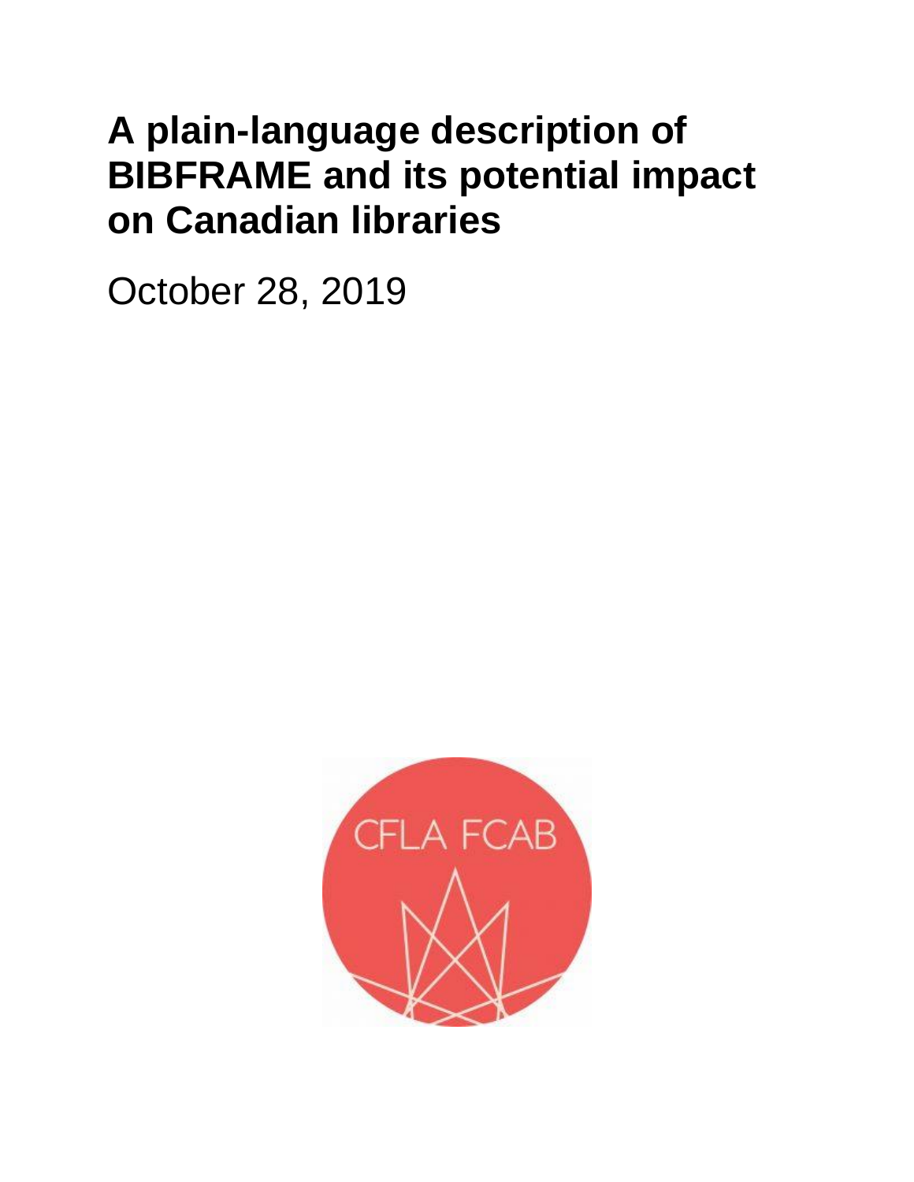# A plain-language description of BIBFRAME and its potential impact on Canadian libraries

October 28, 2019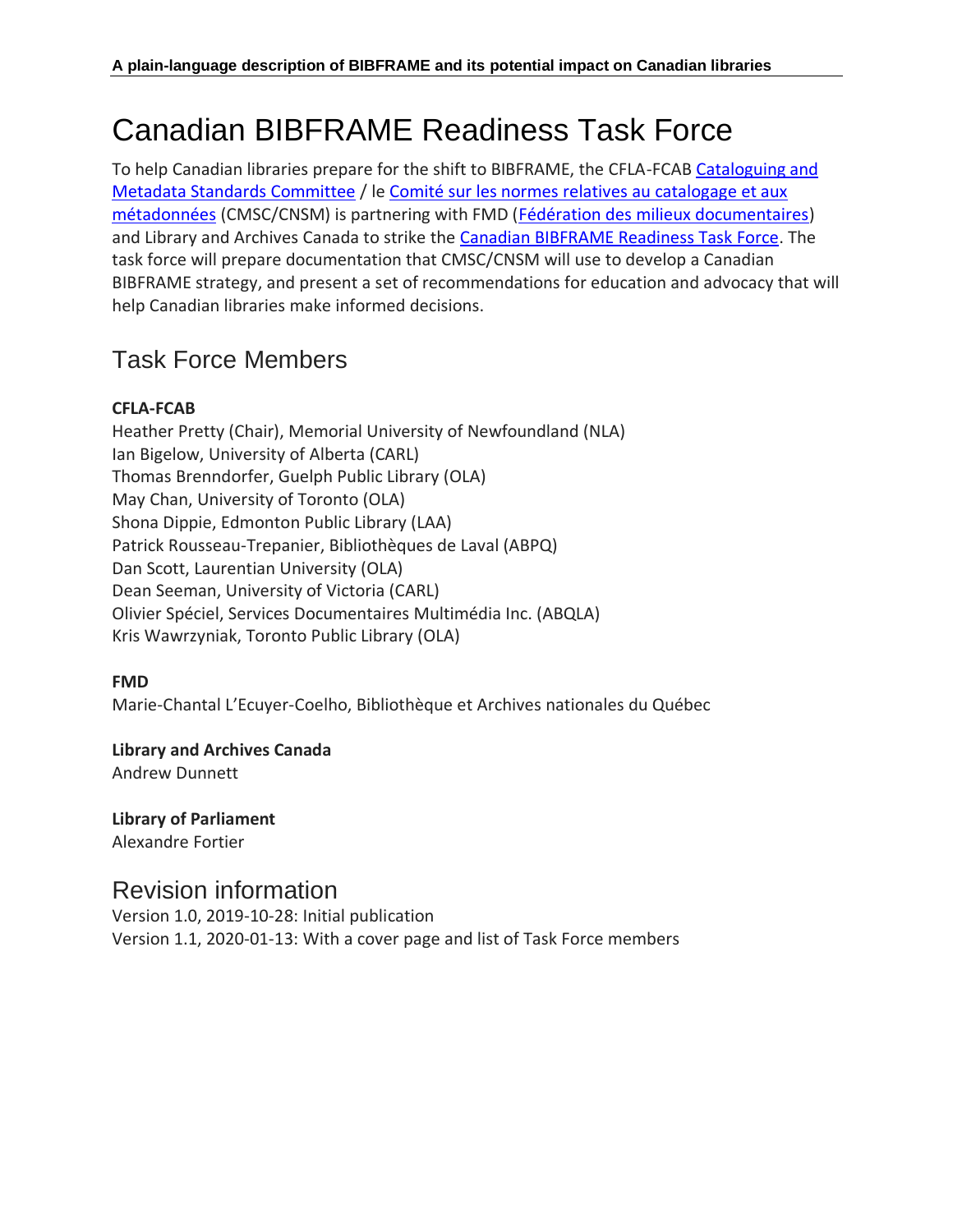# Canadian BIBFRAME Readiness Task Force

To help Canadian libraries prepare for the shift to BIBFRAME, the CFLA-FCAB Cataloguing and Metadata Standards Committee / le Comité sur les normes relatives au catalogage et aux métadonnées (CMSC/CNSM) is partnering with FMD (Fédération des milieux documentaires) and Library and Archives Canada to strike the Canadian BIBFRAME Readiness Task Force. The task force will prepare documentation that CMSC/CNSM will use to develop a Canadian BIBFRAME strategy, and present a set of recommendations for education and advocacy that will help Canadian libraries make informed decisions.

## Task Force Members

**CFLA-FCAB**

Heather Pretty (Chair), Memorial University of Newfoundland (NLA)
Ian Bigelow, University of Alberta (CARL)
Thomas Brenndorfer, Guelph Public Library (OLA)
May Chan, University of Toronto (OLA)
Shona Dippie, Edmonton Public Library (LAA)
Patrick Rousseau-Trepanier, Bibliothèques de Laval (ABPQ)
Dan Scott, Laurentian University (OLA)
Dean Seeman, University of Victoria (CARL)
Olivier Spéciel, Services Documentaires Multimédia Inc. (ABQLA)
Kris Wawrzyniak, Toronto Public Library (OLA)

**FMD**

Marie-Chantal L'Ecuyer-Coelho, Bibliothèque et Archives nationales du Québec

**Library and Archives Canada**

Andrew Dunnett

**Library of Parliament**

Alexandre Fortier

## Revision information

Version 1.0, 2019-10-28: Initial publication
Version 1.1, 2020-01-13: With a cover page and list of Task Force members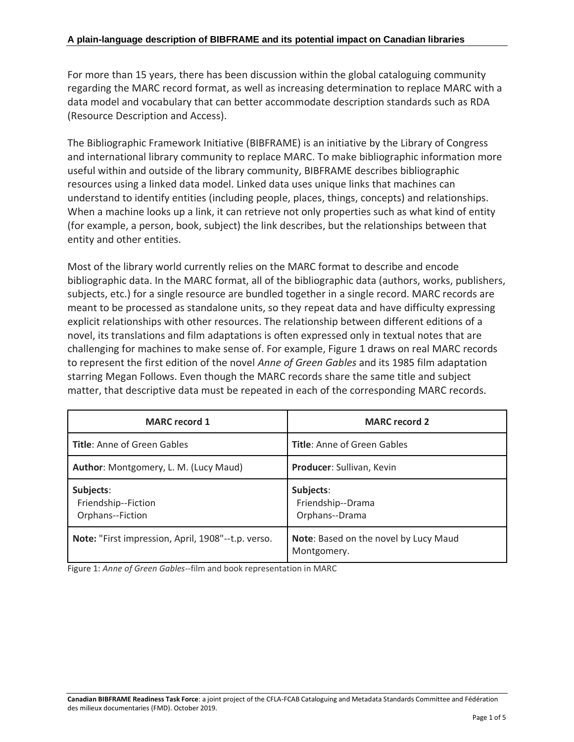For more than 15 years, there has been discussion within the global cataloguing community regarding the MARC record format, as well as increasing determination to replace MARC with a data model and vocabulary that can better accommodate description standards such as RDA (Resource Description and Access).

The Bibliographic Framework Initiative (BIBFRAME) is an initiative by the Library of Congress and international library community to replace MARC. To make bibliographic information more useful within and outside of the library community, BIBFRAME describes bibliographic resources using a linked data model. Linked data uses unique links that machines can understand to identify entities (including people, places, things, concepts) and relationships. When a machine looks up a link, it can retrieve not only properties such as what kind of entity (for example, a person, book, subject) the link describes, but the relationships between that entity and other entities.

Most of the library world currently relies on the MARC format to describe and encode bibliographic data. In the MARC format, all of the bibliographic data (authors, works, publishers, subjects, etc.) for a single resource are bundled together in a single record. MARC records are meant to be processed as standalone units, so they repeat data and have difficulty expressing explicit relationships with other resources. The relationship between different editions of a novel, its translations and film adaptations is often expressed only in textual notes that are challenging for machines to make sense of. For example, Figure 1 draws on real MARC records to represent the first edition of the novel *Anne of Green Gables* and its 1985 film adaptation starring Megan Follows. Even though the MARC records share the same title and subject matter, that descriptive data must be repeated in each of the corresponding MARC records.

| MARC record 1 | MARC record 2 |
|---|---|
| **Title**: Anne of Green Gables | **Title**: Anne of Green Gables |
| **Author**: Montgomery, L. M. (Lucy Maud) | **Producer**: Sullivan, Kevin |
| **Subjects**:<br>Friendship--Fiction<br>Orphans--Fiction | **Subjects**:<br>Friendship--Drama<br>Orphans--Drama |
| **Note:** "First impression, April, 1908"--t.p. verso. | **Note**: Based on the novel by Lucy Maud Montgomery. |

Figure 1: *Anne of Green Gables*--film and book representation in MARC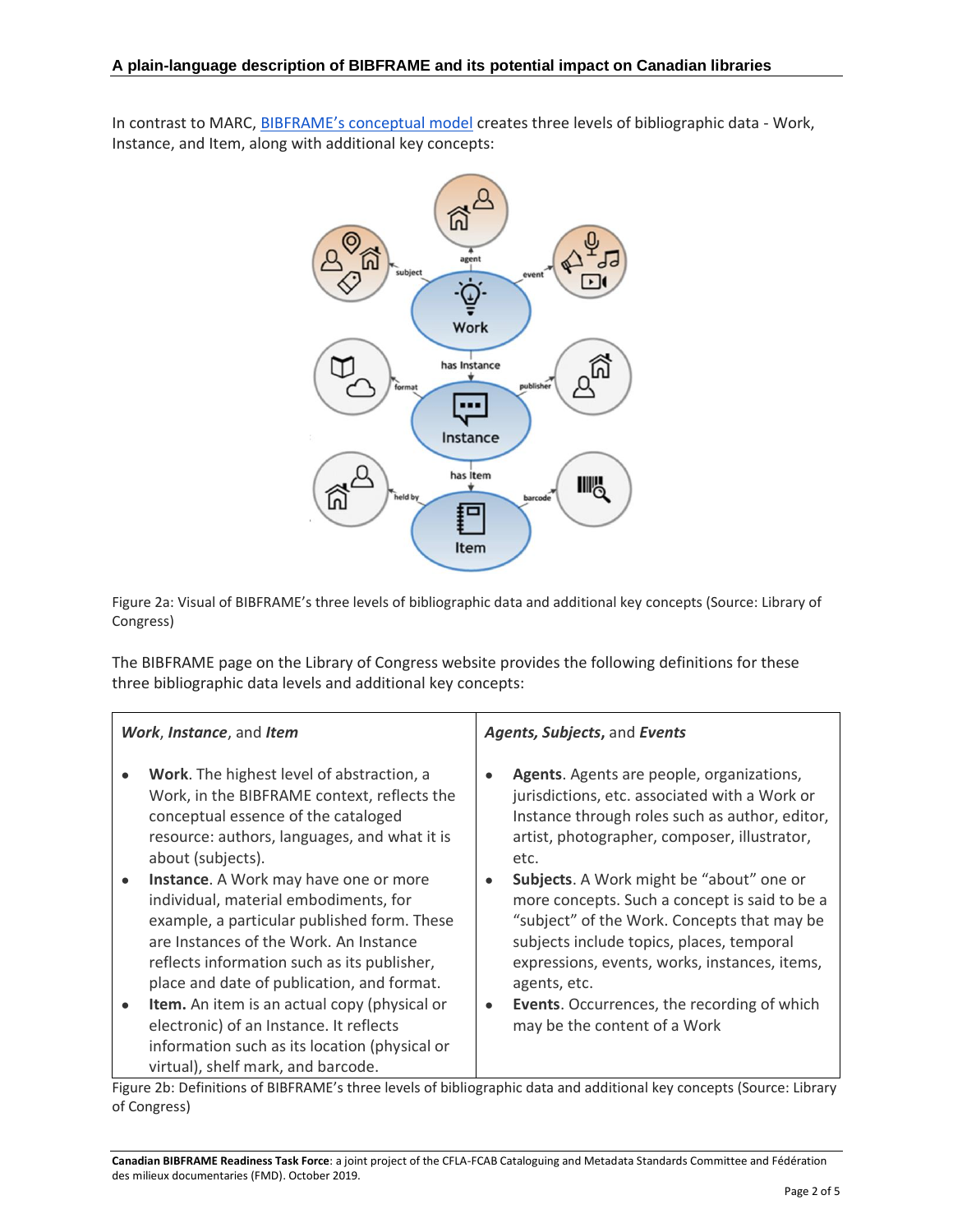In contrast to MARC, [BIBFRAME's conceptual model](#) creates three levels of bibliographic data - Work, Instance, and Item, along with additional key concepts:

Figure 2a: Visual of BIBFRAME's three levels of bibliographic data and additional key concepts (Source: Library of Congress)

The BIBFRAME page on the Library of Congress website provides the following definitions for these three bibliographic data levels and additional key concepts:

| ***Work***, ***Instance***, and ***Item*** | ***Agents, Subjects***, and ***Events*** |
|---|---|
| • **Work**. The highest level of abstraction, a Work, in the BIBFRAME context, reflects the conceptual essence of the cataloged resource: authors, languages, and what it is about (subjects).<br>• **Instance**. A Work may have one or more individual, material embodiments, for example, a particular published form. These are Instances of the Work. An Instance reflects information such as its publisher, place and date of publication, and format.<br>• **Item.** An item is an actual copy (physical or electronic) of an Instance. It reflects information such as its location (physical or virtual), shelf mark, and barcode. | • **Agents**. Agents are people, organizations, jurisdictions, etc. associated with a Work or Instance through roles such as author, editor, artist, photographer, composer, illustrator, etc.<br>• **Subjects**. A Work might be "about" one or more concepts. Such a concept is said to be a "subject" of the Work. Concepts that may be subjects include topics, places, temporal expressions, events, works, instances, items, agents, etc.<br>• **Events**. Occurrences, the recording of which may be the content of a Work |

Figure 2b: Definitions of BIBFRAME's three levels of bibliographic data and additional key concepts (Source: Library of Congress)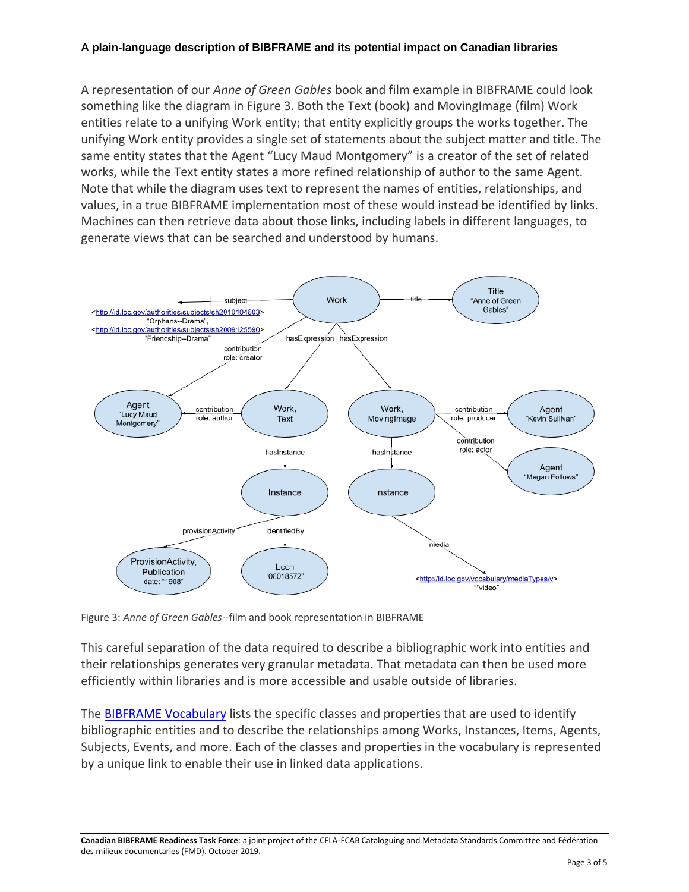A representation of our *Anne of Green Gables* book and film example in BIBFRAME could look something like the diagram in Figure 3. Both the Text (book) and MovingImage (film) Work entities relate to a unifying Work entity; that entity explicitly groups the works together. The unifying Work entity provides a single set of statements about the subject matter and title. The same entity states that the Agent "Lucy Maud Montgomery" is a creator of the set of related works, while the Text entity states a more refined relationship of author to the same Agent. Note that while the diagram uses text to represent the names of entities, relationships, and values, in a true BIBFRAME implementation most of these would instead be identified by links. Machines can then retrieve data about those links, including labels in different languages, to generate views that can be searched and understood by humans.

Figure 3: *Anne of Green Gables*--film and book representation in BIBFRAME

This careful separation of the data required to describe a bibliographic work into entities and their relationships generates very granular metadata. That metadata can then be used more efficiently within libraries and is more accessible and usable outside of libraries.

The [BIBFRAME Vocabulary](http://id.loc.gov/ontologies/bibframe.html) lists the specific classes and properties that are used to identify bibliographic entities and to describe the relationships among Works, Instances, Items, Agents, Subjects, Events, and more. Each of the classes and properties in the vocabulary is represented by a unique link to enable their use in linked data applications.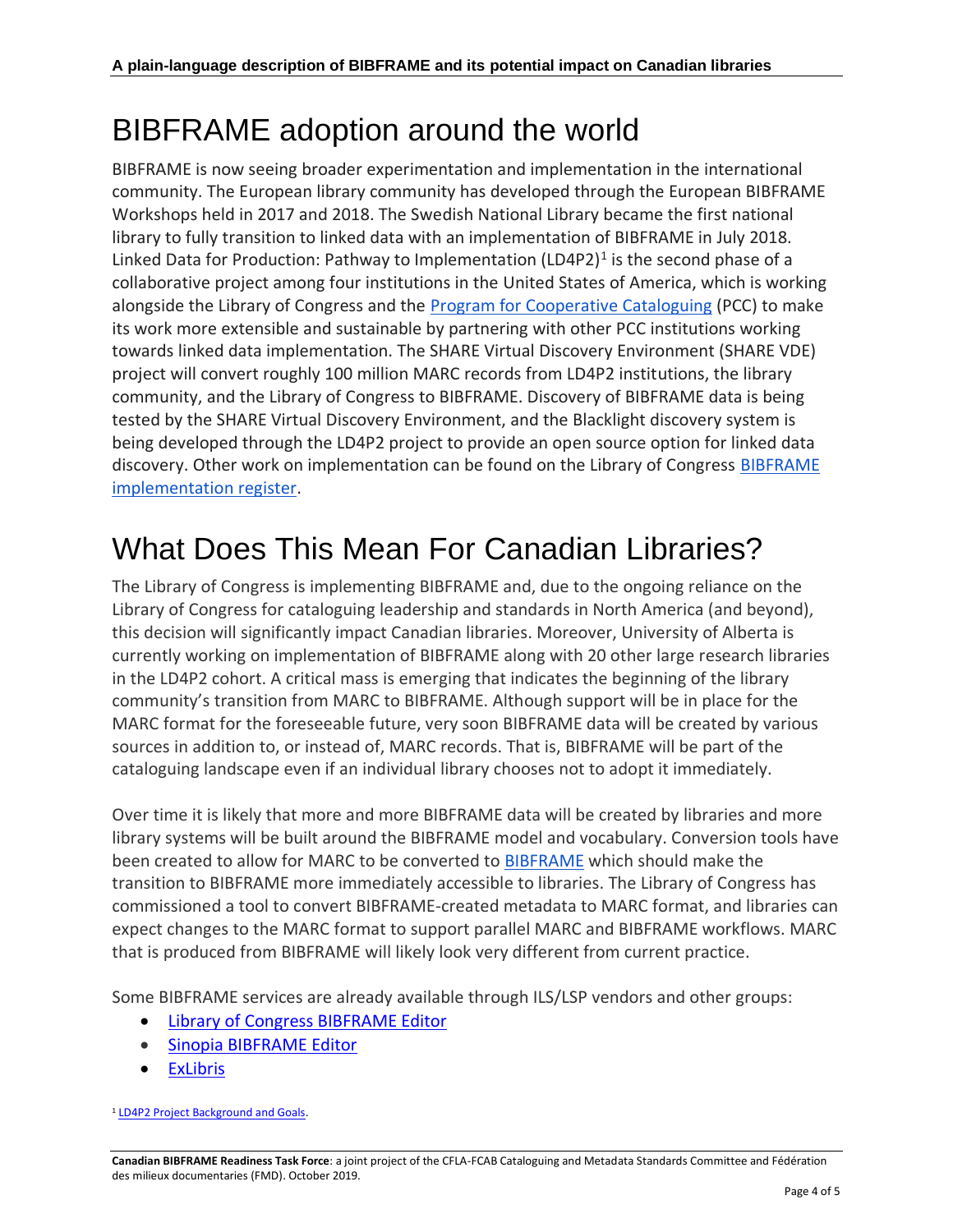# BIBFRAME adoption around the world

BIBFRAME is now seeing broader experimentation and implementation in the international community. The European library community has developed through the European BIBFRAME Workshops held in 2017 and 2018. The Swedish National Library became the first national library to fully transition to linked data with an implementation of BIBFRAME in July 2018. Linked Data for Production: Pathway to Implementation (LD4P2)[1] is the second phase of a collaborative project among four institutions in the United States of America, which is working alongside the Library of Congress and the Program for Cooperative Cataloguing (PCC) to make its work more extensible and sustainable by partnering with other PCC institutions working towards linked data implementation. The SHARE Virtual Discovery Environment (SHARE VDE) project will convert roughly 100 million MARC records from LD4P2 institutions, the library community, and the Library of Congress to BIBFRAME. Discovery of BIBFRAME data is being tested by the SHARE Virtual Discovery Environment, and the Blacklight discovery system is being developed through the LD4P2 project to provide an open source option for linked data discovery. Other work on implementation can be found on the Library of Congress BIBFRAME implementation register.

# What Does This Mean For Canadian Libraries?

The Library of Congress is implementing BIBFRAME and, due to the ongoing reliance on the Library of Congress for cataloguing leadership and standards in North America (and beyond), this decision will significantly impact Canadian libraries. Moreover, University of Alberta is currently working on implementation of BIBFRAME along with 20 other large research libraries in the LD4P2 cohort. A critical mass is emerging that indicates the beginning of the library community's transition from MARC to BIBFRAME. Although support will be in place for the MARC format for the foreseeable future, very soon BIBFRAME data will be created by various sources in addition to, or instead of, MARC records. That is, BIBFRAME will be part of the cataloguing landscape even if an individual library chooses not to adopt it immediately.

Over time it is likely that more and more BIBFRAME data will be created by libraries and more library systems will be built around the BIBFRAME model and vocabulary. Conversion tools have been created to allow for MARC to be converted to BIBFRAME which should make the transition to BIBFRAME more immediately accessible to libraries. The Library of Congress has commissioned a tool to convert BIBFRAME-created metadata to MARC format, and libraries can expect changes to the MARC format to support parallel MARC and BIBFRAME workflows. MARC that is produced from BIBFRAME will likely look very different from current practice.

Some BIBFRAME services are already available through ILS/LSP vendors and other groups:

- Library of Congress BIBFRAME Editor
- Sinopia BIBFRAME Editor
- ExLibris

[1] LD4P2 Project Background and Goals.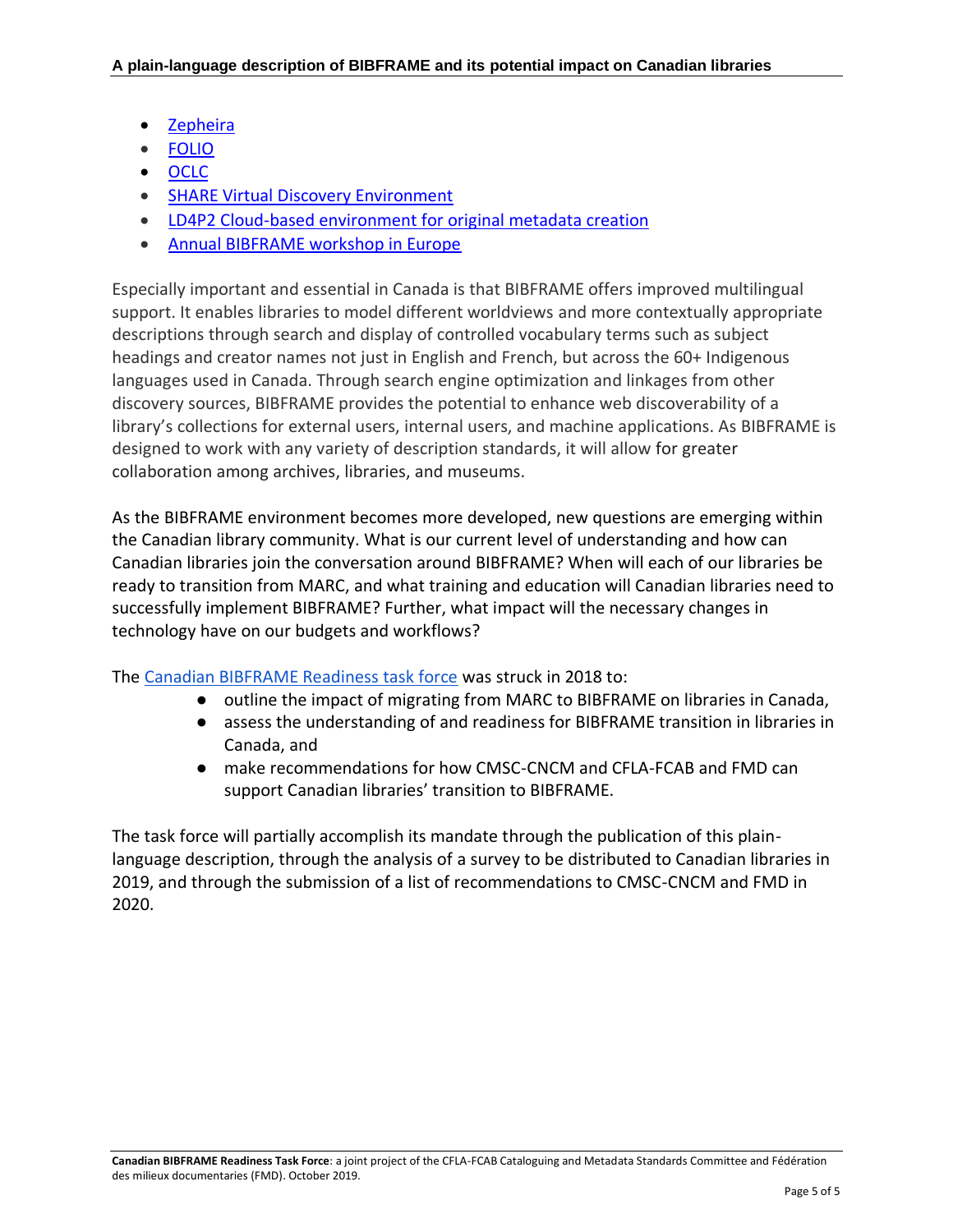- Zepheira
- FOLIO
- OCLC
- SHARE Virtual Discovery Environment
- LD4P2 Cloud-based environment for original metadata creation
- Annual BIBFRAME workshop in Europe

Especially important and essential in Canada is that BIBFRAME offers improved multilingual support. It enables libraries to model different worldviews and more contextually appropriate descriptions through search and display of controlled vocabulary terms such as subject headings and creator names not just in English and French, but across the 60+ Indigenous languages used in Canada. Through search engine optimization and linkages from other discovery sources, BIBFRAME provides the potential to enhance web discoverability of a library's collections for external users, internal users, and machine applications. As BIBFRAME is designed to work with any variety of description standards, it will allow for greater collaboration among archives, libraries, and museums.

As the BIBFRAME environment becomes more developed, new questions are emerging within the Canadian library community. What is our current level of understanding and how can Canadian libraries join the conversation around BIBFRAME? When will each of our libraries be ready to transition from MARC, and what training and education will Canadian libraries need to successfully implement BIBFRAME? Further, what impact will the necessary changes in technology have on our budgets and workflows?

The Canadian BIBFRAME Readiness task force was struck in 2018 to:

- outline the impact of migrating from MARC to BIBFRAME on libraries in Canada,
- assess the understanding of and readiness for BIBFRAME transition in libraries in Canada, and
- make recommendations for how CMSC-CNCM and CFLA-FCAB and FMD can support Canadian libraries' transition to BIBFRAME.

The task force will partially accomplish its mandate through the publication of this plain-language description, through the analysis of a survey to be distributed to Canadian libraries in 2019, and through the submission of a list of recommendations to CMSC-CNCM and FMD in 2020.